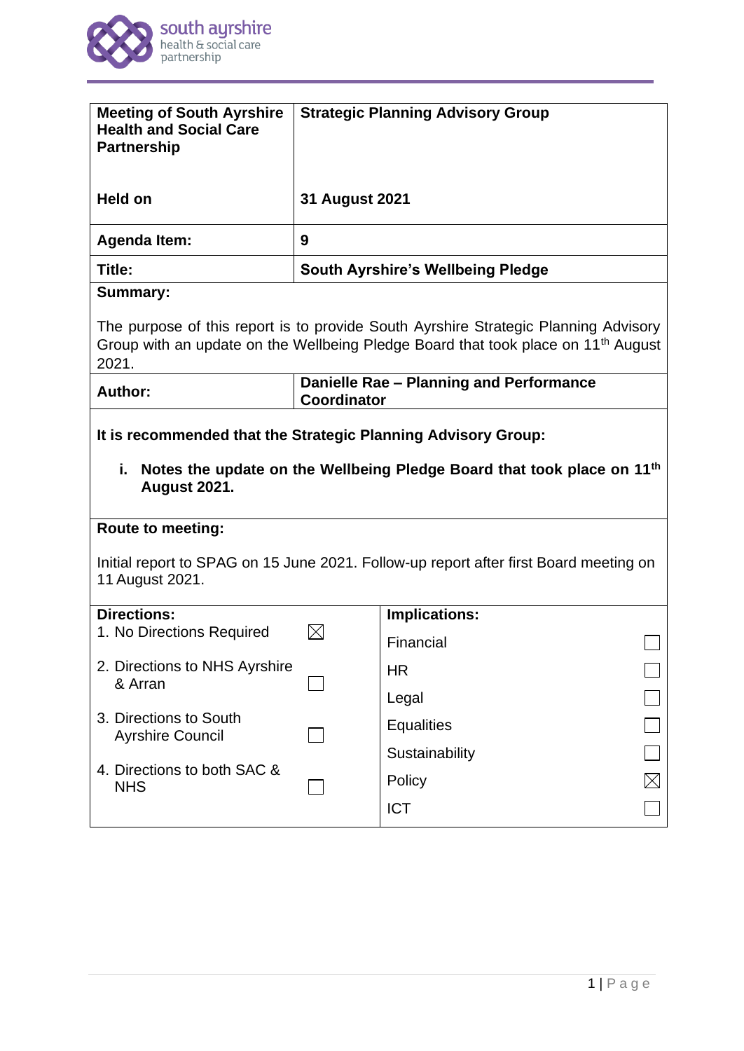| Meeting of South Ayrshire Health and Social Care Partnership | Strategic Planning Advisory Group |
|---|---|
| **Held on** | **31 August 2021** |
| **Agenda Item:** | **9** |
| **Title:** | **South Ayrshire's Wellbeing Pledge** |

**Summary:**

The purpose of this report is to provide South Ayrshire Strategic Planning Advisory Group with an update on the Wellbeing Pledge Board that took place on 11th August 2021.

| **Author:** | **Danielle Rae – Planning and Performance Coordinator** |
|---|---|

**It is recommended that the Strategic Planning Advisory Group:**

i. **Notes the update on the Wellbeing Pledge Board that took place on 11th August 2021.**

**Route to meeting:**

Initial report to SPAG on 15 June 2021. Follow-up report after first Board meeting on 11 August 2021.

| **Directions:** | | **Implications:** | |
|---|---|---|---|
| 1. No Directions Required | ☒ | Financial | ☐ |
| 2. Directions to NHS Ayrshire & Arran | ☐ | HR | ☐ |
| | | Legal | ☐ |
| 3. Directions to South Ayrshire Council | ☐ | Equalities | ☐ |
| | | Sustainability | ☐ |
| 4. Directions to both SAC & NHS | ☐ | Policy | ☒ |
| | | ICT | ☐ |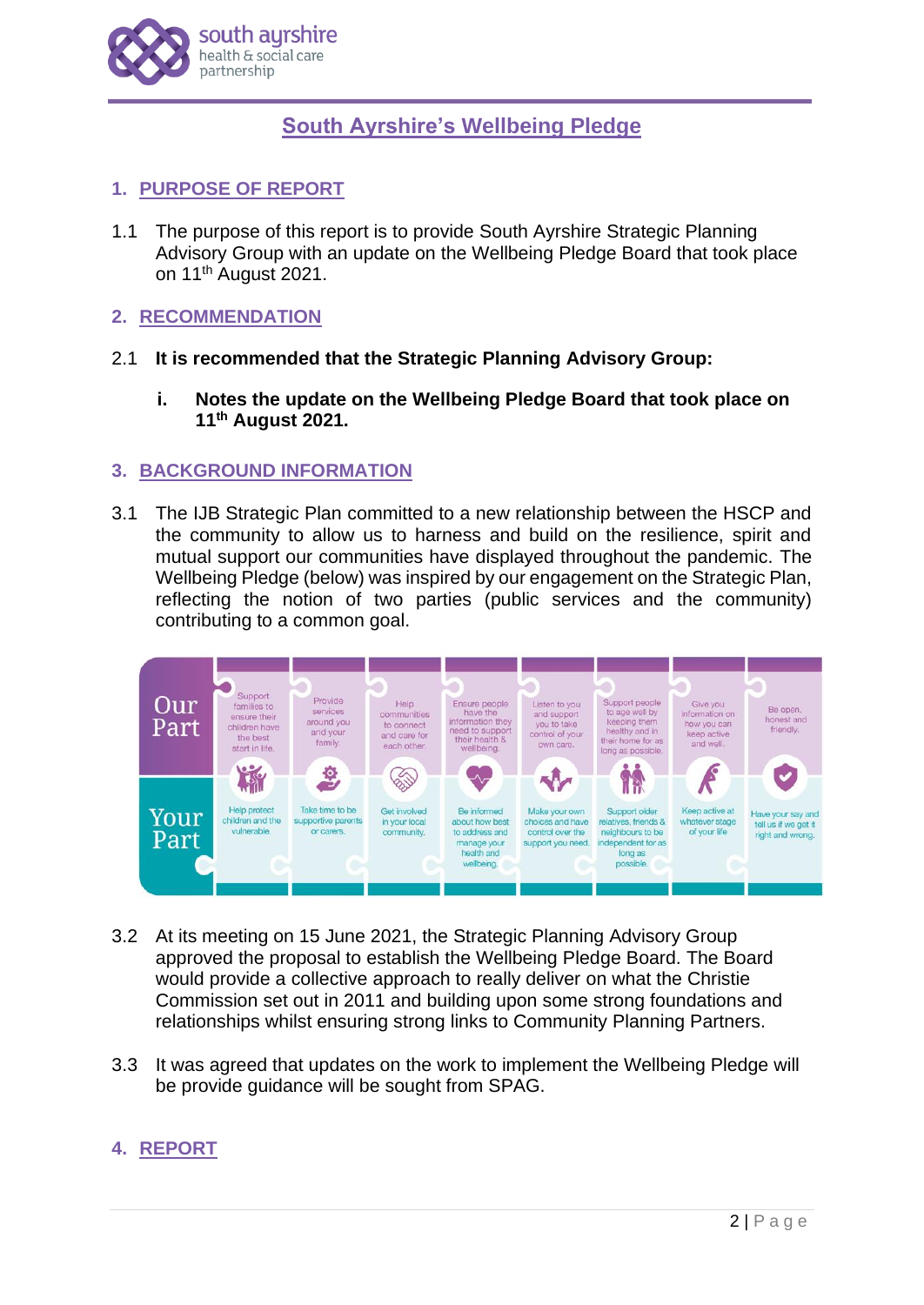## South Ayrshire's Wellbeing Pledge

### 1. PURPOSE OF REPORT

1.1 The purpose of this report is to provide South Ayrshire Strategic Planning Advisory Group with an update on the Wellbeing Pledge Board that took place on 11th August 2021.

### 2. RECOMMENDATION

2.1 **It is recommended that the Strategic Planning Advisory Group:**

**i. Notes the update on the Wellbeing Pledge Board that took place on 11th August 2021.**

### 3. BACKGROUND INFORMATION

3.1 The IJB Strategic Plan committed to a new relationship between the HSCP and the community to allow us to harness and build on the resilience, spirit and mutual support our communities have displayed throughout the pandemic. The Wellbeing Pledge (below) was inspired by our engagement on the Strategic Plan, reflecting the notion of two parties (public services and the community) contributing to a common goal.

| | | | | | | | | |
|---|---|---|---|---|---|---|---|---|
| **Our Part** | Support families to ensure their children have the best start in life. | Provide services around you and your family. | Help communities to connect and care for each other. | Ensure people have the information they need to support their health & wellbeing. | Listen to you and support you to take control of your own care. | Support people to age well by keeping them healthy and in their home for as long as possible. | Give you information on how you can keep active and well. | Be open, honest and friendly. |
| **Your Part** | Help protect children and the vulnerable. | Take time to be supportive parents or carers. | Get involved in your local community. | Be informed about how best to address and manage your health and wellbeing. | Make your own choices and have control over the support you need. | Support older relatives, friends & neighbours to be independent for as long as possible. | Keep active at whatever stage of your life | Have your say and tell us if we get it right and wrong. |

3.2 At its meeting on 15 June 2021, the Strategic Planning Advisory Group approved the proposal to establish the Wellbeing Pledge Board. The Board would provide a collective approach to really deliver on what the Christie Commission set out in 2011 and building upon some strong foundations and relationships whilst ensuring strong links to Community Planning Partners.

3.3 It was agreed that updates on the work to implement the Wellbeing Pledge will be provide guidance will be sought from SPAG.

### 4. REPORT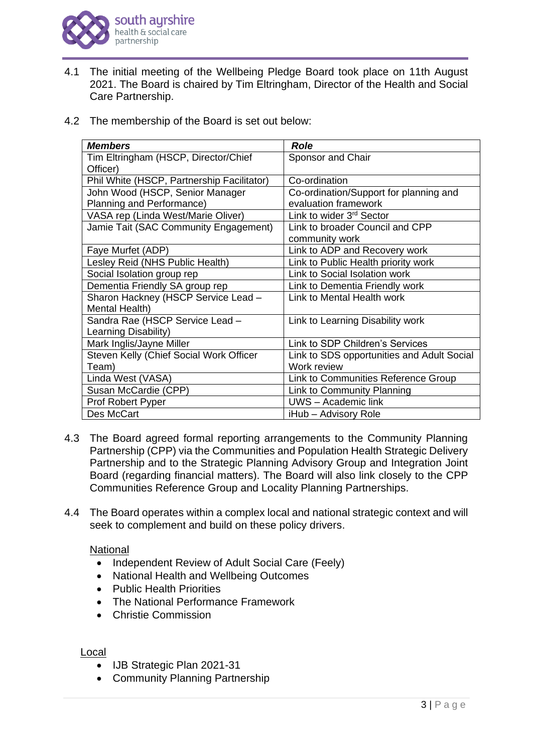4.1 The initial meeting of the Wellbeing Pledge Board took place on 11th August 2021. The Board is chaired by Tim Eltringham, Director of the Health and Social Care Partnership.

4.2 The membership of the Board is set out below:

| ***Members*** | ***Role*** |
|---|---|
| Tim Eltringham (HSCP, Director/Chief Officer) | Sponsor and Chair |
| Phil White (HSCP, Partnership Facilitator) | Co-ordination |
| John Wood (HSCP, Senior Manager Planning and Performance) | Co-ordination/Support for planning and evaluation framework |
| VASA rep (Linda West/Marie Oliver) | Link to wider 3rd Sector |
| Jamie Tait (SAC Community Engagement) | Link to broader Council and CPP community work |
| Faye Murfet (ADP) | Link to ADP and Recovery work |
| Lesley Reid (NHS Public Health) | Link to Public Health priority work |
| Social Isolation group rep | Link to Social Isolation work |
| Dementia Friendly SA group rep | Link to Dementia Friendly work |
| Sharon Hackney (HSCP Service Lead – Mental Health) | Link to Mental Health work |
| Sandra Rae (HSCP Service Lead – Learning Disability) | Link to Learning Disability work |
| Mark Inglis/Jayne Miller | Link to SDP Children's Services |
| Steven Kelly (Chief Social Work Officer Team) | Link to SDS opportunities and Adult Social Work review |
| Linda West (VASA) | Link to Communities Reference Group |
| Susan McCardie (CPP) | Link to Community Planning |
| Prof Robert Pyper | UWS – Academic link |
| Des McCart | iHub – Advisory Role |

4.3 The Board agreed formal reporting arrangements to the Community Planning Partnership (CPP) via the Communities and Population Health Strategic Delivery Partnership and to the Strategic Planning Advisory Group and Integration Joint Board (regarding financial matters). The Board will also link closely to the CPP Communities Reference Group and Locality Planning Partnerships.

4.4 The Board operates within a complex local and national strategic context and will seek to complement and build on these policy drivers.

National

- Independent Review of Adult Social Care (Feely)
- National Health and Wellbeing Outcomes
- Public Health Priorities
- The National Performance Framework
- Christie Commission

Local

- IJB Strategic Plan 2021-31
- Community Planning Partnership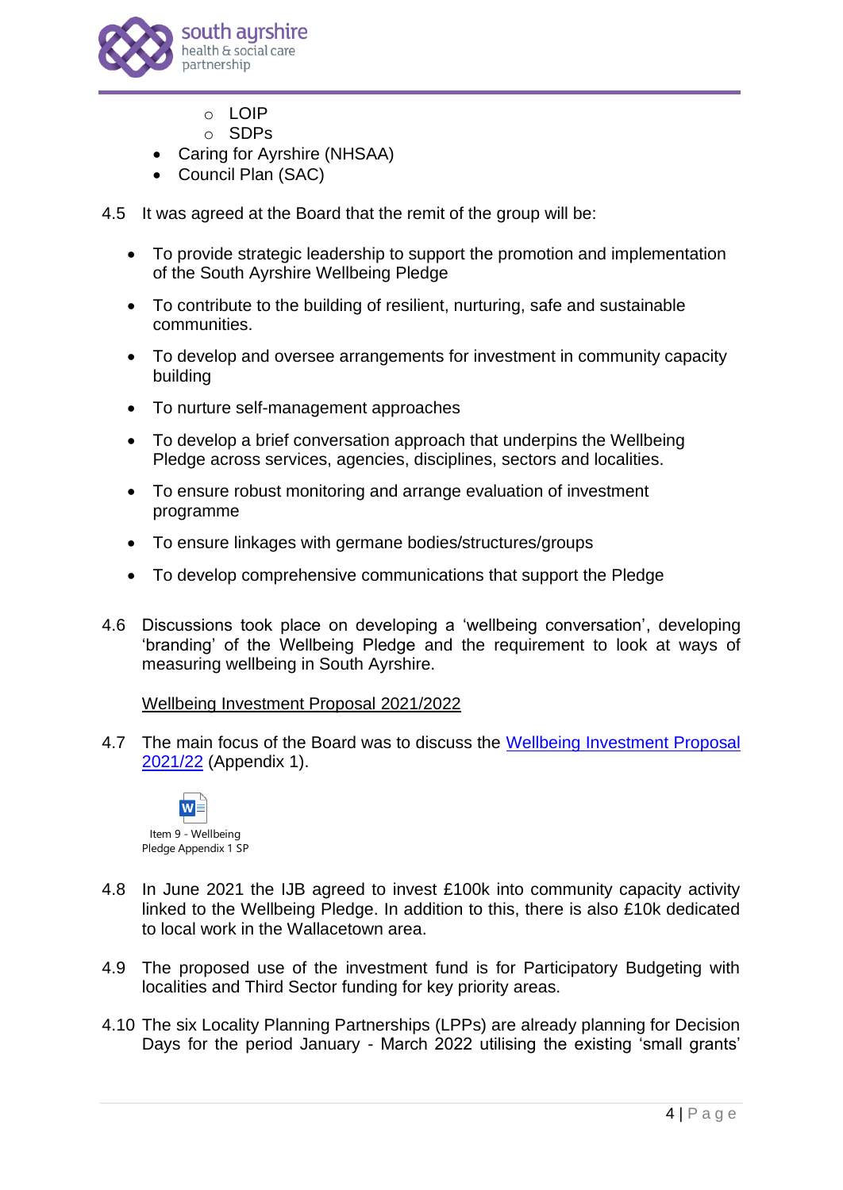- LOIP
    - SDPs
- Caring for Ayrshire (NHSAA)
- Council Plan (SAC)

4.5 It was agreed at the Board that the remit of the group will be:

- To provide strategic leadership to support the promotion and implementation of the South Ayrshire Wellbeing Pledge
- To contribute to the building of resilient, nurturing, safe and sustainable communities.
- To develop and oversee arrangements for investment in community capacity building
- To nurture self-management approaches
- To develop a brief conversation approach that underpins the Wellbeing Pledge across services, agencies, disciplines, sectors and localities.
- To ensure robust monitoring and arrange evaluation of investment programme
- To ensure linkages with germane bodies/structures/groups
- To develop comprehensive communications that support the Pledge

4.6 Discussions took place on developing a 'wellbeing conversation', developing 'branding' of the Wellbeing Pledge and the requirement to look at ways of measuring wellbeing in South Ayrshire.

<u>Wellbeing Investment Proposal 2021/2022</u>

4.7 The main focus of the Board was to discuss the Wellbeing Investment Proposal 2021/22 (Appendix 1).

Item 9 - Wellbeing Pledge Appendix 1 SP

4.8 In June 2021 the IJB agreed to invest £100k into community capacity activity linked to the Wellbeing Pledge. In addition to this, there is also £10k dedicated to local work in the Wallacetown area.

4.9 The proposed use of the investment fund is for Participatory Budgeting with localities and Third Sector funding for key priority areas.

4.10 The six Locality Planning Partnerships (LPPs) are already planning for Decision Days for the period January - March 2022 utilising the existing 'small grants'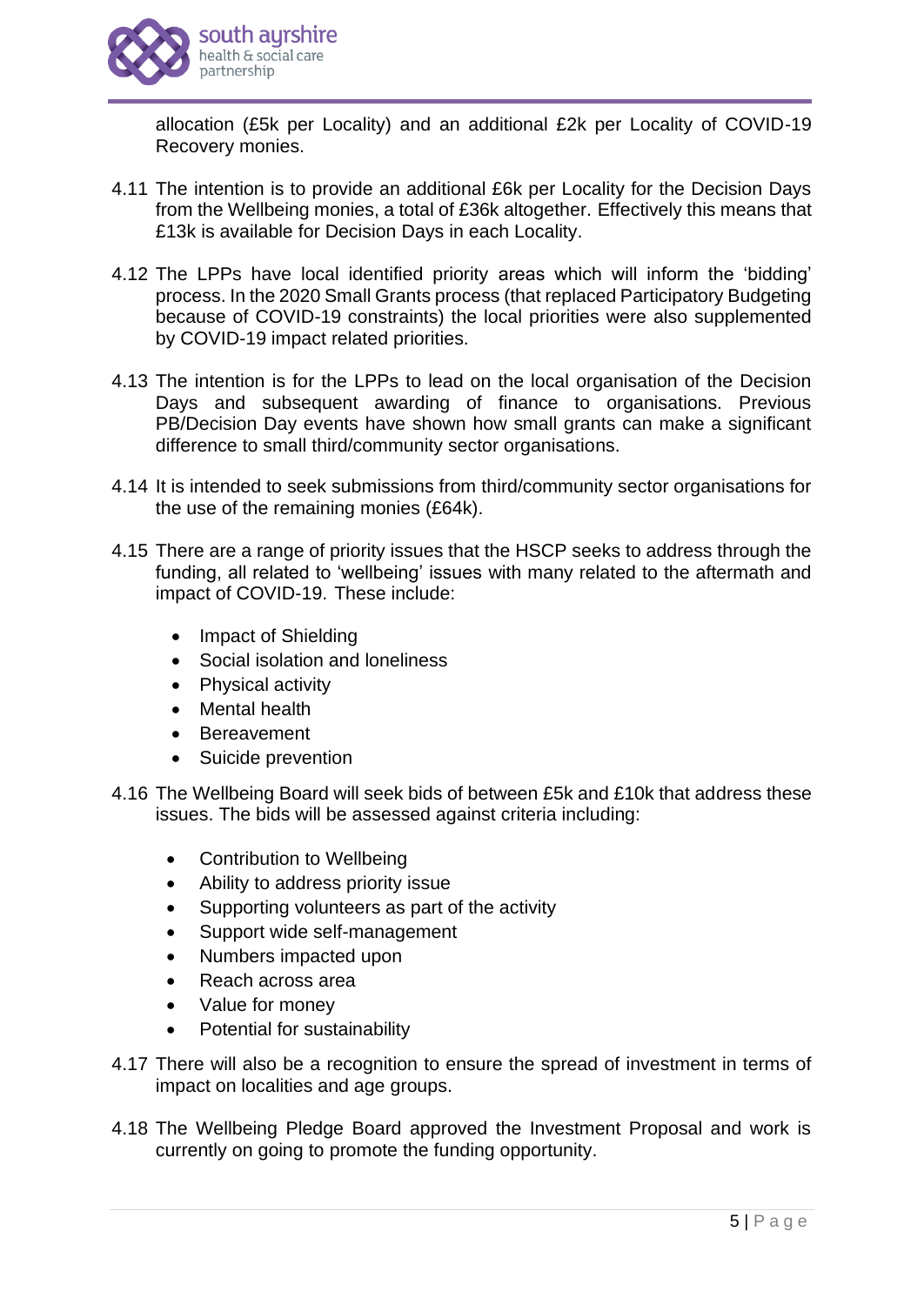allocation (£5k per Locality) and an additional £2k per Locality of COVID-19 Recovery monies.

4.11 The intention is to provide an additional £6k per Locality for the Decision Days from the Wellbeing monies, a total of £36k altogether. Effectively this means that £13k is available for Decision Days in each Locality.

4.12 The LPPs have local identified priority areas which will inform the 'bidding' process. In the 2020 Small Grants process (that replaced Participatory Budgeting because of COVID-19 constraints) the local priorities were also supplemented by COVID-19 impact related priorities.

4.13 The intention is for the LPPs to lead on the local organisation of the Decision Days and subsequent awarding of finance to organisations. Previous PB/Decision Day events have shown how small grants can make a significant difference to small third/community sector organisations.

4.14 It is intended to seek submissions from third/community sector organisations for the use of the remaining monies (£64k).

4.15 There are a range of priority issues that the HSCP seeks to address through the funding, all related to 'wellbeing' issues with many related to the aftermath and impact of COVID-19. These include:

- Impact of Shielding
- Social isolation and loneliness
- Physical activity
- Mental health
- Bereavement
- Suicide prevention

4.16 The Wellbeing Board will seek bids of between £5k and £10k that address these issues. The bids will be assessed against criteria including:

- Contribution to Wellbeing
- Ability to address priority issue
- Supporting volunteers as part of the activity
- Support wide self-management
- Numbers impacted upon
- Reach across area
- Value for money
- Potential for sustainability

4.17 There will also be a recognition to ensure the spread of investment in terms of impact on localities and age groups.

4.18 The Wellbeing Pledge Board approved the Investment Proposal and work is currently on going to promote the funding opportunity.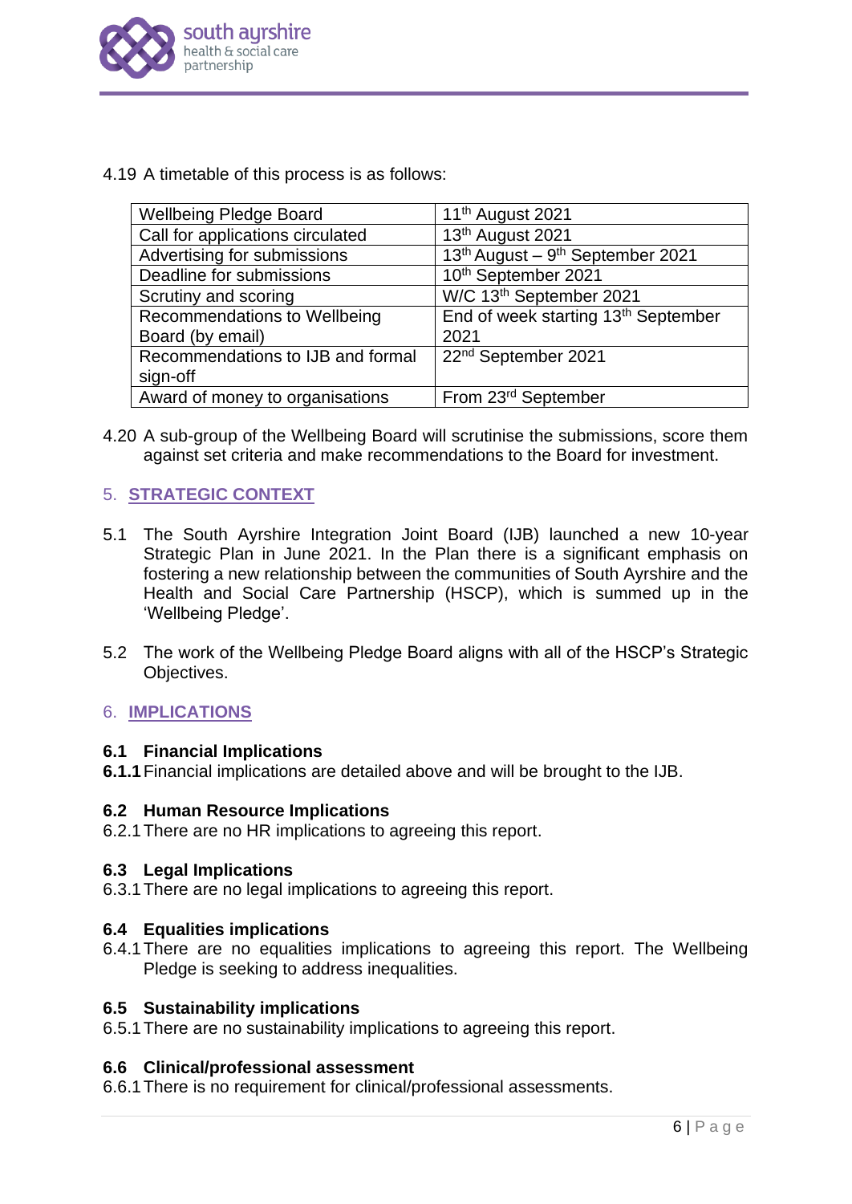4.19 A timetable of this process is as follows:

| Wellbeing Pledge Board | 11th August 2021 |
|---|---|
| Call for applications circulated | 13th August 2021 |
| Advertising for submissions | 13th August – 9th September 2021 |
| Deadline for submissions | 10th September 2021 |
| Scrutiny and scoring | W/C 13th September 2021 |
| Recommendations to Wellbeing Board (by email) | End of week starting 13th September 2021 |
| Recommendations to IJB and formal sign-off | 22nd September 2021 |
| Award of money to organisations | From 23rd September |

4.20 A sub-group of the Wellbeing Board will scrutinise the submissions, score them against set criteria and make recommendations to the Board for investment.

## 5. STRATEGIC CONTEXT

5.1 The South Ayrshire Integration Joint Board (IJB) launched a new 10-year Strategic Plan in June 2021. In the Plan there is a significant emphasis on fostering a new relationship between the communities of South Ayrshire and the Health and Social Care Partnership (HSCP), which is summed up in the 'Wellbeing Pledge'.

5.2 The work of the Wellbeing Pledge Board aligns with all of the HSCP's Strategic Objectives.

## 6. IMPLICATIONS

### 6.1 Financial Implications

**6.1.1** Financial implications are detailed above and will be brought to the IJB.

### 6.2 Human Resource Implications

6.2.1 There are no HR implications to agreeing this report.

### 6.3 Legal Implications

6.3.1 There are no legal implications to agreeing this report.

### 6.4 Equalities implications

6.4.1 There are no equalities implications to agreeing this report. The Wellbeing Pledge is seeking to address inequalities.

### 6.5 Sustainability implications

6.5.1 There are no sustainability implications to agreeing this report.

### 6.6 Clinical/professional assessment

6.6.1 There is no requirement for clinical/professional assessments.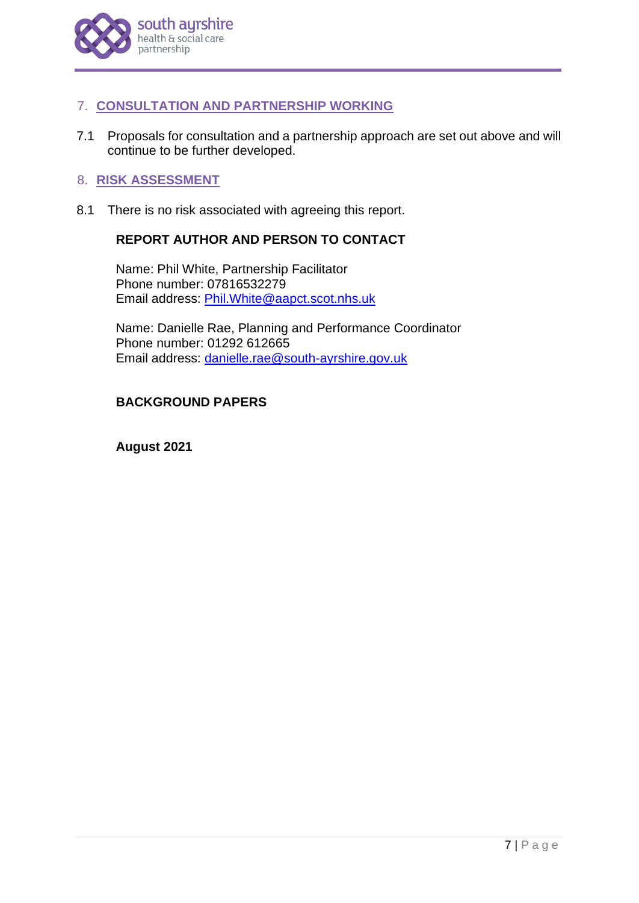## 7. CONSULTATION AND PARTNERSHIP WORKING

7.1 Proposals for consultation and a partnership approach are set out above and will continue to be further developed.

## 8. RISK ASSESSMENT

8.1 There is no risk associated with agreeing this report.

**REPORT AUTHOR AND PERSON TO CONTACT**

Name: Phil White, Partnership Facilitator
Phone number: 07816532279
Email address: Phil.White@aapct.scot.nhs.uk

Name: Danielle Rae, Planning and Performance Coordinator
Phone number: 01292 612665
Email address: danielle.rae@south-ayrshire.gov.uk

**BACKGROUND PAPERS**

**August 2021**